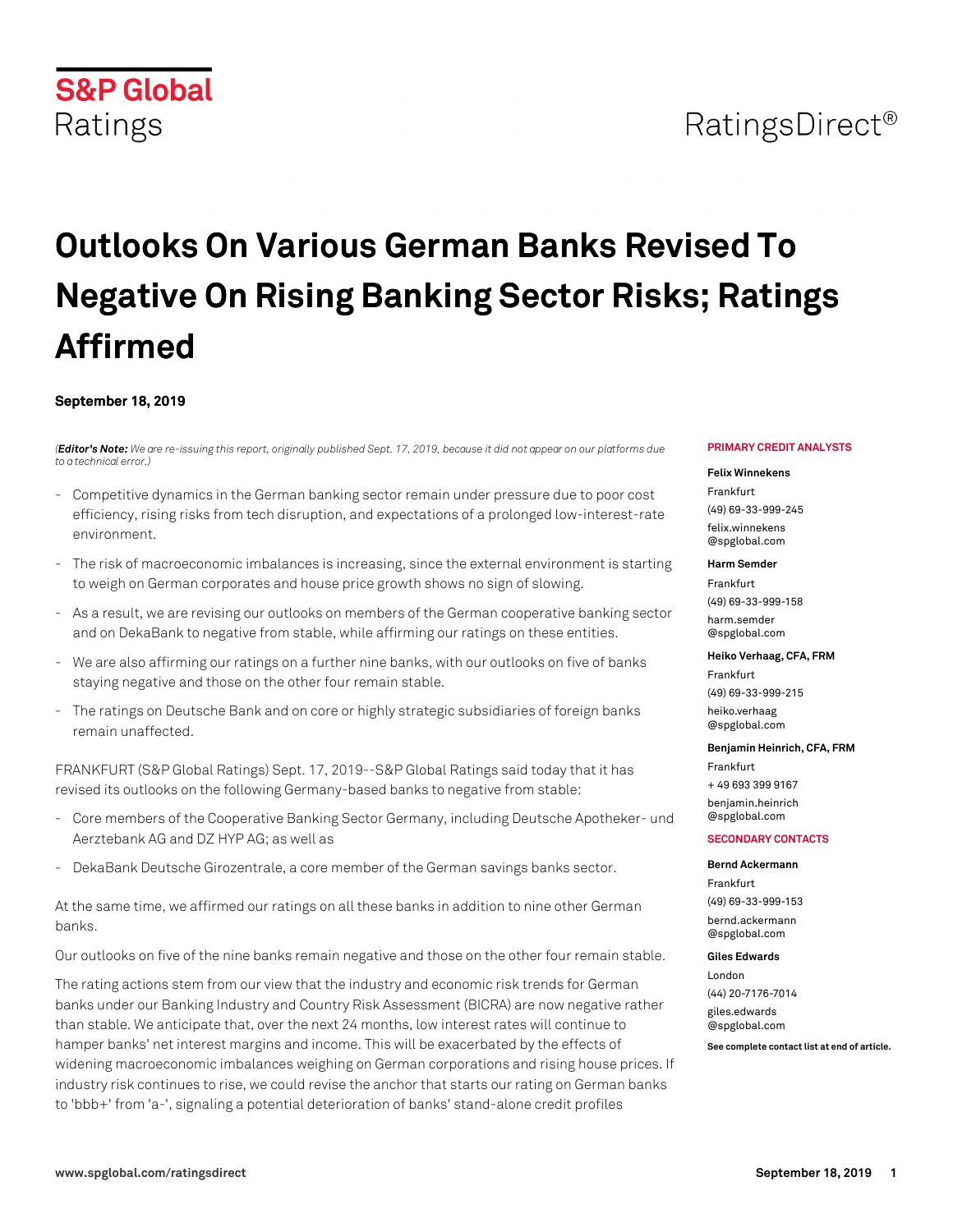S&P Global Ratings

RatingsDirect®

# Outlooks On Various German Banks Revised To Negative On Rising Banking Sector Risks; Ratings Affirmed

**September 18, 2019**

(***Editor's Note:*** *We are re-issuing this report, originally published Sept. 17, 2019, because it did not appear on our platforms due to a technical error.)*

- Competitive dynamics in the German banking sector remain under pressure due to poor cost efficiency, rising risks from tech disruption, and expectations of a prolonged low-interest-rate environment.
- The risk of macroeconomic imbalances is increasing, since the external environment is starting to weigh on German corporates and house price growth shows no sign of slowing.
- As a result, we are revising our outlooks on members of the German cooperative banking sector and on DekaBank to negative from stable, while affirming our ratings on these entities.
- We are also affirming our ratings on a further nine banks, with our outlooks on five of banks staying negative and those on the other four remain stable.
- The ratings on Deutsche Bank and on core or highly strategic subsidiaries of foreign banks remain unaffected.

FRANKFURT (S&P Global Ratings) Sept. 17, 2019--S&P Global Ratings said today that it has revised its outlooks on the following Germany-based banks to negative from stable:

- Core members of the Cooperative Banking Sector Germany, including Deutsche Apotheker- und Aerztebank AG and DZ HYP AG; as well as
- DekaBank Deutsche Girozentrale, a core member of the German savings banks sector.

At the same time, we affirmed our ratings on all these banks in addition to nine other German banks.

Our outlooks on five of the nine banks remain negative and those on the other four remain stable.

The rating actions stem from our view that the industry and economic risk trends for German banks under our Banking Industry and Country Risk Assessment (BICRA) are now negative rather than stable. We anticipate that, over the next 24 months, low interest rates will continue to hamper banks' net interest margins and income. This will be exacerbated by the effects of widening macroeconomic imbalances weighing on German corporations and rising house prices. If industry risk continues to rise, we could revise the anchor that starts our rating on German banks to 'bbb+' from 'a-', signaling a potential deterioration of banks' stand-alone credit profiles

**PRIMARY CREDIT ANALYSTS**

**Felix Winnekens**
Frankfurt
(49) 69-33-999-245
felix.winnekens
@spglobal.com

**Harm Semder**
Frankfurt
(49) 69-33-999-158
harm.semder
@spglobal.com

**Heiko Verhaag, CFA, FRM**
Frankfurt
(49) 69-33-999-215
heiko.verhaag
@spglobal.com

**Benjamin Heinrich, CFA, FRM**
Frankfurt
+ 49 693 399 9167
benjamin.heinrich
@spglobal.com

**SECONDARY CONTACTS**

**Bernd Ackermann**
Frankfurt
(49) 69-33-999-153
bernd.ackermann
@spglobal.com

**Giles Edwards**
London
(44) 20-7176-7014
giles.edwards
@spglobal.com

**See complete contact list at end of article.**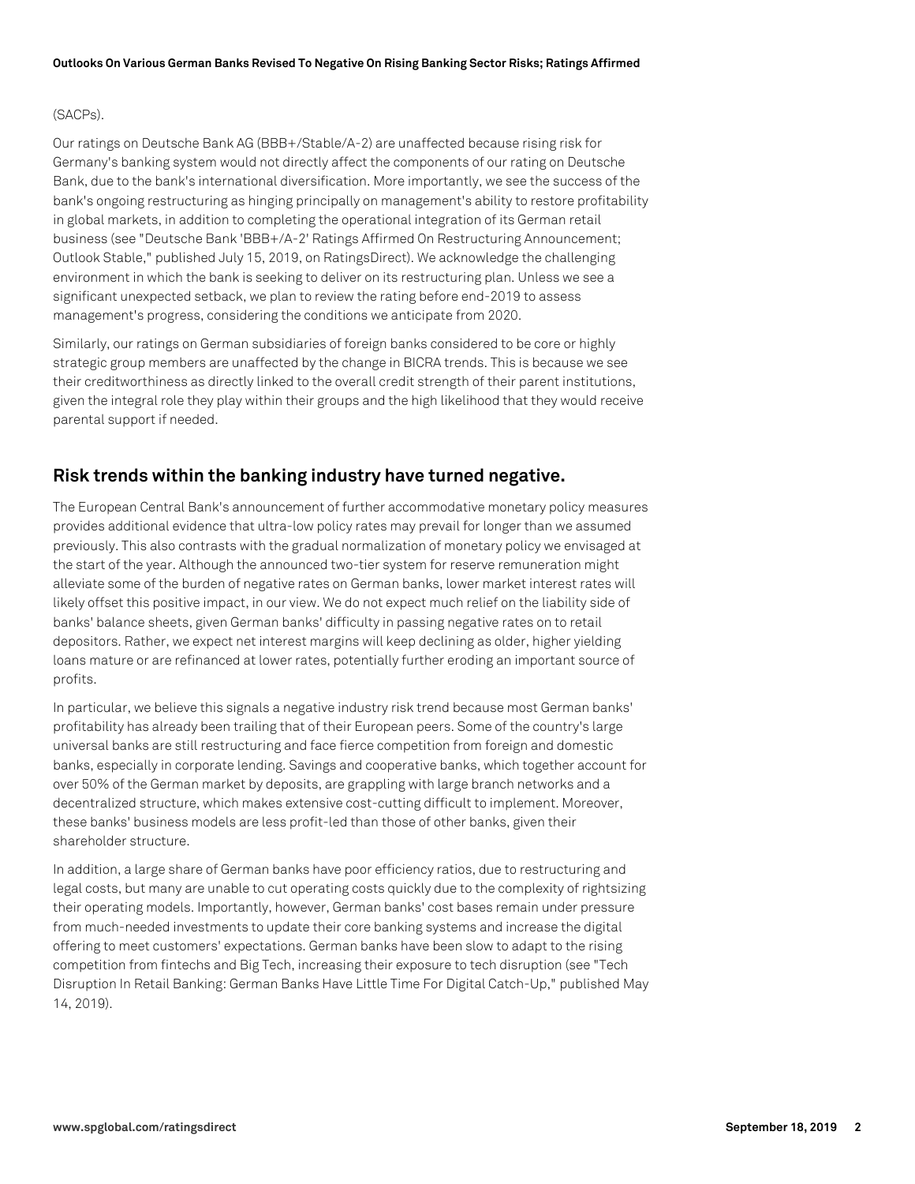(SACPs).

Our ratings on Deutsche Bank AG (BBB+/Stable/A-2) are unaffected because rising risk for Germany's banking system would not directly affect the components of our rating on Deutsche Bank, due to the bank's international diversification. More importantly, we see the success of the bank's ongoing restructuring as hinging principally on management's ability to restore profitability in global markets, in addition to completing the operational integration of its German retail business (see "Deutsche Bank 'BBB+/A-2' Ratings Affirmed On Restructuring Announcement; Outlook Stable," published July 15, 2019, on RatingsDirect). We acknowledge the challenging environment in which the bank is seeking to deliver on its restructuring plan. Unless we see a significant unexpected setback, we plan to review the rating before end-2019 to assess management's progress, considering the conditions we anticipate from 2020.

Similarly, our ratings on German subsidiaries of foreign banks considered to be core or highly strategic group members are unaffected by the change in BICRA trends. This is because we see their creditworthiness as directly linked to the overall credit strength of their parent institutions, given the integral role they play within their groups and the high likelihood that they would receive parental support if needed.

## Risk trends within the banking industry have turned negative.

The European Central Bank's announcement of further accommodative monetary policy measures provides additional evidence that ultra-low policy rates may prevail for longer than we assumed previously. This also contrasts with the gradual normalization of monetary policy we envisaged at the start of the year. Although the announced two-tier system for reserve remuneration might alleviate some of the burden of negative rates on German banks, lower market interest rates will likely offset this positive impact, in our view. We do not expect much relief on the liability side of banks' balance sheets, given German banks' difficulty in passing negative rates on to retail depositors. Rather, we expect net interest margins will keep declining as older, higher yielding loans mature or are refinanced at lower rates, potentially further eroding an important source of profits.

In particular, we believe this signals a negative industry risk trend because most German banks' profitability has already been trailing that of their European peers. Some of the country's large universal banks are still restructuring and face fierce competition from foreign and domestic banks, especially in corporate lending. Savings and cooperative banks, which together account for over 50% of the German market by deposits, are grappling with large branch networks and a decentralized structure, which makes extensive cost-cutting difficult to implement. Moreover, these banks' business models are less profit-led than those of other banks, given their shareholder structure.

In addition, a large share of German banks have poor efficiency ratios, due to restructuring and legal costs, but many are unable to cut operating costs quickly due to the complexity of rightsizing their operating models. Importantly, however, German banks' cost bases remain under pressure from much-needed investments to update their core banking systems and increase the digital offering to meet customers' expectations. German banks have been slow to adapt to the rising competition from fintechs and Big Tech, increasing their exposure to tech disruption (see "Tech Disruption In Retail Banking: German Banks Have Little Time For Digital Catch-Up," published May 14, 2019).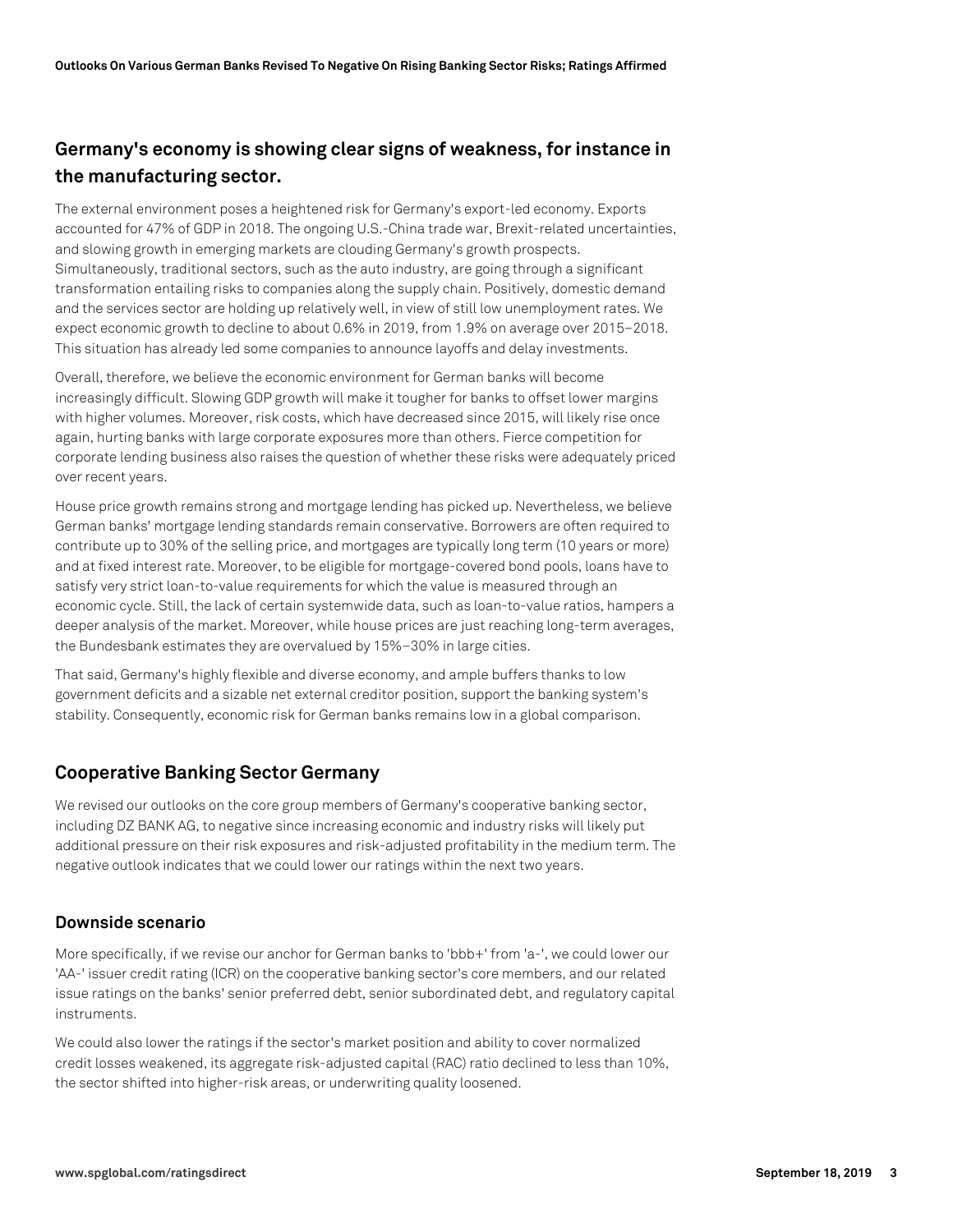## Germany's economy is showing clear signs of weakness, for instance in the manufacturing sector.

The external environment poses a heightened risk for Germany's export-led economy. Exports accounted for 47% of GDP in 2018. The ongoing U.S.-China trade war, Brexit-related uncertainties, and slowing growth in emerging markets are clouding Germany's growth prospects. Simultaneously, traditional sectors, such as the auto industry, are going through a significant transformation entailing risks to companies along the supply chain. Positively, domestic demand and the services sector are holding up relatively well, in view of still low unemployment rates. We expect economic growth to decline to about 0.6% in 2019, from 1.9% on average over 2015–2018. This situation has already led some companies to announce layoffs and delay investments.

Overall, therefore, we believe the economic environment for German banks will become increasingly difficult. Slowing GDP growth will make it tougher for banks to offset lower margins with higher volumes. Moreover, risk costs, which have decreased since 2015, will likely rise once again, hurting banks with large corporate exposures more than others. Fierce competition for corporate lending business also raises the question of whether these risks were adequately priced over recent years.

House price growth remains strong and mortgage lending has picked up. Nevertheless, we believe German banks' mortgage lending standards remain conservative. Borrowers are often required to contribute up to 30% of the selling price, and mortgages are typically long term (10 years or more) and at fixed interest rate. Moreover, to be eligible for mortgage-covered bond pools, loans have to satisfy very strict loan-to-value requirements for which the value is measured through an economic cycle. Still, the lack of certain systemwide data, such as loan-to-value ratios, hampers a deeper analysis of the market. Moreover, while house prices are just reaching long-term averages, the Bundesbank estimates they are overvalued by 15%–30% in large cities.

That said, Germany's highly flexible and diverse economy, and ample buffers thanks to low government deficits and a sizable net external creditor position, support the banking system's stability. Consequently, economic risk for German banks remains low in a global comparison.

## Cooperative Banking Sector Germany

We revised our outlooks on the core group members of Germany's cooperative banking sector, including DZ BANK AG, to negative since increasing economic and industry risks will likely put additional pressure on their risk exposures and risk-adjusted profitability in the medium term. The negative outlook indicates that we could lower our ratings within the next two years.

### Downside scenario

More specifically, if we revise our anchor for German banks to 'bbb+' from 'a-', we could lower our 'AA-' issuer credit rating (ICR) on the cooperative banking sector's core members, and our related issue ratings on the banks' senior preferred debt, senior subordinated debt, and regulatory capital instruments.

We could also lower the ratings if the sector's market position and ability to cover normalized credit losses weakened, its aggregate risk-adjusted capital (RAC) ratio declined to less than 10%, the sector shifted into higher-risk areas, or underwriting quality loosened.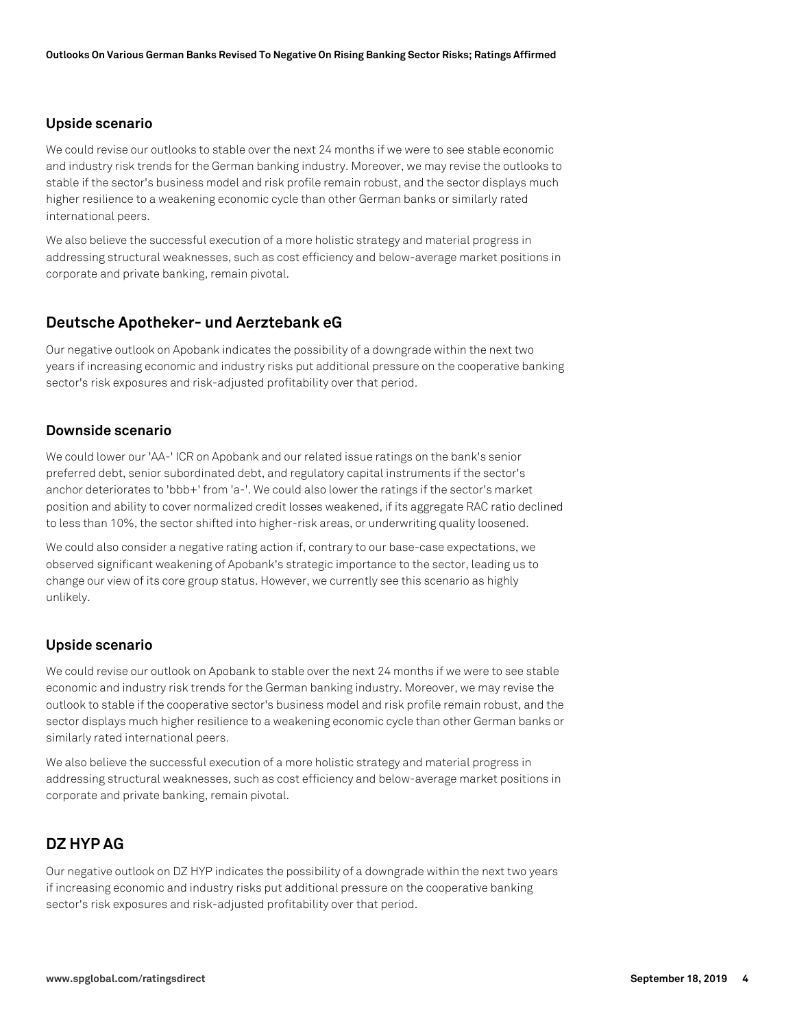### Upside scenario

We could revise our outlooks to stable over the next 24 months if we were to see stable economic and industry risk trends for the German banking industry. Moreover, we may revise the outlooks to stable if the sector's business model and risk profile remain robust, and the sector displays much higher resilience to a weakening economic cycle than other German banks or similarly rated international peers.

We also believe the successful execution of a more holistic strategy and material progress in addressing structural weaknesses, such as cost efficiency and below-average market positions in corporate and private banking, remain pivotal.

## Deutsche Apotheker- und Aerztebank eG

Our negative outlook on Apobank indicates the possibility of a downgrade within the next two years if increasing economic and industry risks put additional pressure on the cooperative banking sector's risk exposures and risk-adjusted profitability over that period.

### Downside scenario

We could lower our 'AA-' ICR on Apobank and our related issue ratings on the bank's senior preferred debt, senior subordinated debt, and regulatory capital instruments if the sector's anchor deteriorates to 'bbb+' from 'a-'. We could also lower the ratings if the sector's market position and ability to cover normalized credit losses weakened, if its aggregate RAC ratio declined to less than 10%, the sector shifted into higher-risk areas, or underwriting quality loosened.

We could also consider a negative rating action if, contrary to our base-case expectations, we observed significant weakening of Apobank's strategic importance to the sector, leading us to change our view of its core group status. However, we currently see this scenario as highly unlikely.

### Upside scenario

We could revise our outlook on Apobank to stable over the next 24 months if we were to see stable economic and industry risk trends for the German banking industry. Moreover, we may revise the outlook to stable if the cooperative sector's business model and risk profile remain robust, and the sector displays much higher resilience to a weakening economic cycle than other German banks or similarly rated international peers.

We also believe the successful execution of a more holistic strategy and material progress in addressing structural weaknesses, such as cost efficiency and below-average market positions in corporate and private banking, remain pivotal.

## DZ HYP AG

Our negative outlook on DZ HYP indicates the possibility of a downgrade within the next two years if increasing economic and industry risks put additional pressure on the cooperative banking sector's risk exposures and risk-adjusted profitability over that period.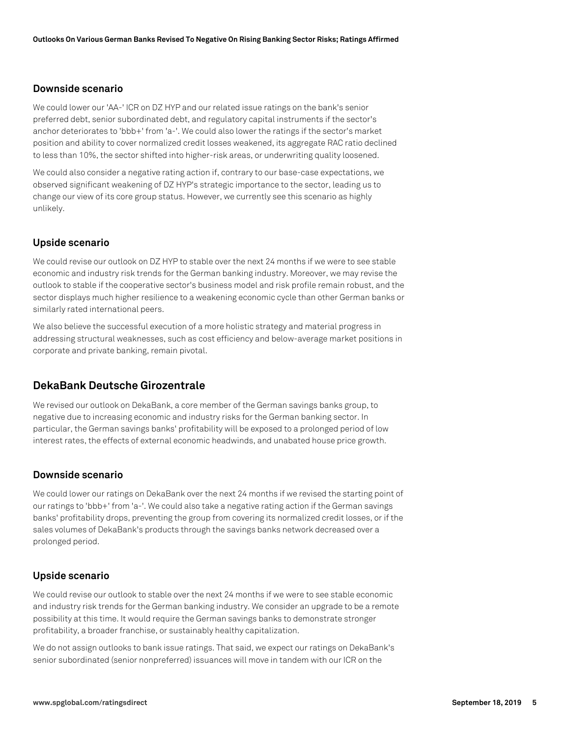### Downside scenario

We could lower our 'AA-' ICR on DZ HYP and our related issue ratings on the bank's senior preferred debt, senior subordinated debt, and regulatory capital instruments if the sector's anchor deteriorates to 'bbb+' from 'a-'. We could also lower the ratings if the sector's market position and ability to cover normalized credit losses weakened, its aggregate RAC ratio declined to less than 10%, the sector shifted into higher-risk areas, or underwriting quality loosened.

We could also consider a negative rating action if, contrary to our base-case expectations, we observed significant weakening of DZ HYP's strategic importance to the sector, leading us to change our view of its core group status. However, we currently see this scenario as highly unlikely.

### Upside scenario

We could revise our outlook on DZ HYP to stable over the next 24 months if we were to see stable economic and industry risk trends for the German banking industry. Moreover, we may revise the outlook to stable if the cooperative sector's business model and risk profile remain robust, and the sector displays much higher resilience to a weakening economic cycle than other German banks or similarly rated international peers.

We also believe the successful execution of a more holistic strategy and material progress in addressing structural weaknesses, such as cost efficiency and below-average market positions in corporate and private banking, remain pivotal.

## DekaBank Deutsche Girozentrale

We revised our outlook on DekaBank, a core member of the German savings banks group, to negative due to increasing economic and industry risks for the German banking sector. In particular, the German savings banks' profitability will be exposed to a prolonged period of low interest rates, the effects of external economic headwinds, and unabated house price growth.

### Downside scenario

We could lower our ratings on DekaBank over the next 24 months if we revised the starting point of our ratings to 'bbb+' from 'a-'. We could also take a negative rating action if the German savings banks' profitability drops, preventing the group from covering its normalized credit losses, or if the sales volumes of DekaBank's products through the savings banks network decreased over a prolonged period.

### Upside scenario

We could revise our outlook to stable over the next 24 months if we were to see stable economic and industry risk trends for the German banking industry. We consider an upgrade to be a remote possibility at this time. It would require the German savings banks to demonstrate stronger profitability, a broader franchise, or sustainably healthy capitalization.

We do not assign outlooks to bank issue ratings. That said, we expect our ratings on DekaBank's senior subordinated (senior nonpreferred) issuances will move in tandem with our ICR on the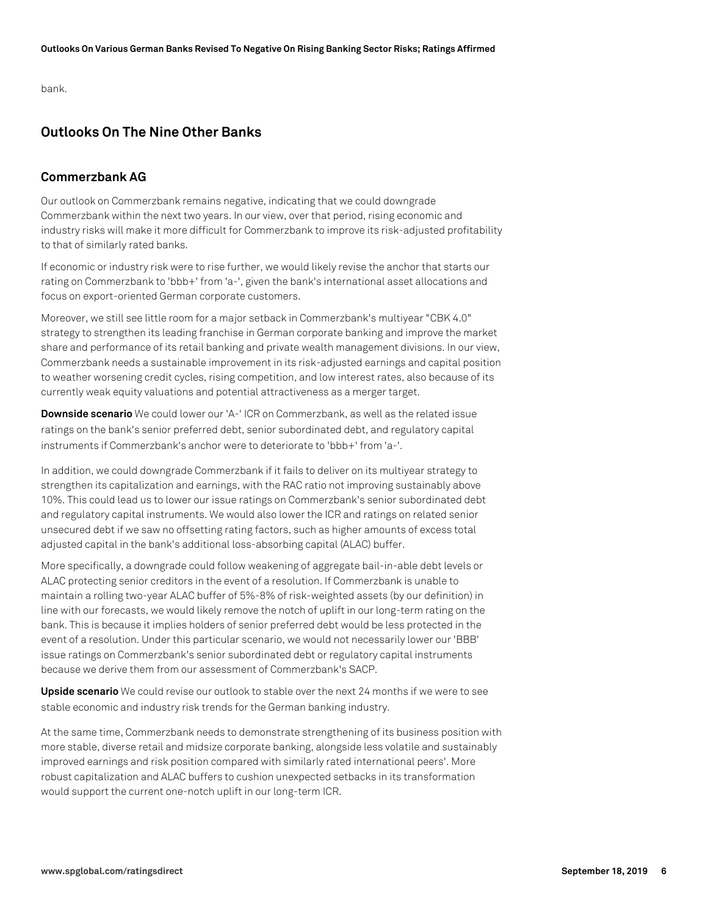bank.

## Outlooks On The Nine Other Banks

### Commerzbank AG

Our outlook on Commerzbank remains negative, indicating that we could downgrade Commerzbank within the next two years. In our view, over that period, rising economic and industry risks will make it more difficult for Commerzbank to improve its risk-adjusted profitability to that of similarly rated banks.

If economic or industry risk were to rise further, we would likely revise the anchor that starts our rating on Commerzbank to 'bbb+' from 'a-', given the bank's international asset allocations and focus on export-oriented German corporate customers.

Moreover, we still see little room for a major setback in Commerzbank's multiyear "CBK 4.0" strategy to strengthen its leading franchise in German corporate banking and improve the market share and performance of its retail banking and private wealth management divisions. In our view, Commerzbank needs a sustainable improvement in its risk-adjusted earnings and capital position to weather worsening credit cycles, rising competition, and low interest rates, also because of its currently weak equity valuations and potential attractiveness as a merger target.

**Downside scenario** We could lower our 'A-' ICR on Commerzbank, as well as the related issue ratings on the bank's senior preferred debt, senior subordinated debt, and regulatory capital instruments if Commerzbank's anchor were to deteriorate to 'bbb+' from 'a-'.

In addition, we could downgrade Commerzbank if it fails to deliver on its multiyear strategy to strengthen its capitalization and earnings, with the RAC ratio not improving sustainably above 10%. This could lead us to lower our issue ratings on Commerzbank's senior subordinated debt and regulatory capital instruments. We would also lower the ICR and ratings on related senior unsecured debt if we saw no offsetting rating factors, such as higher amounts of excess total adjusted capital in the bank's additional loss-absorbing capital (ALAC) buffer.

More specifically, a downgrade could follow weakening of aggregate bail-in-able debt levels or ALAC protecting senior creditors in the event of a resolution. If Commerzbank is unable to maintain a rolling two-year ALAC buffer of 5%-8% of risk-weighted assets (by our definition) in line with our forecasts, we would likely remove the notch of uplift in our long-term rating on the bank. This is because it implies holders of senior preferred debt would be less protected in the event of a resolution. Under this particular scenario, we would not necessarily lower our 'BBB' issue ratings on Commerzbank's senior subordinated debt or regulatory capital instruments because we derive them from our assessment of Commerzbank's SACP.

**Upside scenario** We could revise our outlook to stable over the next 24 months if we were to see stable economic and industry risk trends for the German banking industry.

At the same time, Commerzbank needs to demonstrate strengthening of its business position with more stable, diverse retail and midsize corporate banking, alongside less volatile and sustainably improved earnings and risk position compared with similarly rated international peers'. More robust capitalization and ALAC buffers to cushion unexpected setbacks in its transformation would support the current one-notch uplift in our long-term ICR.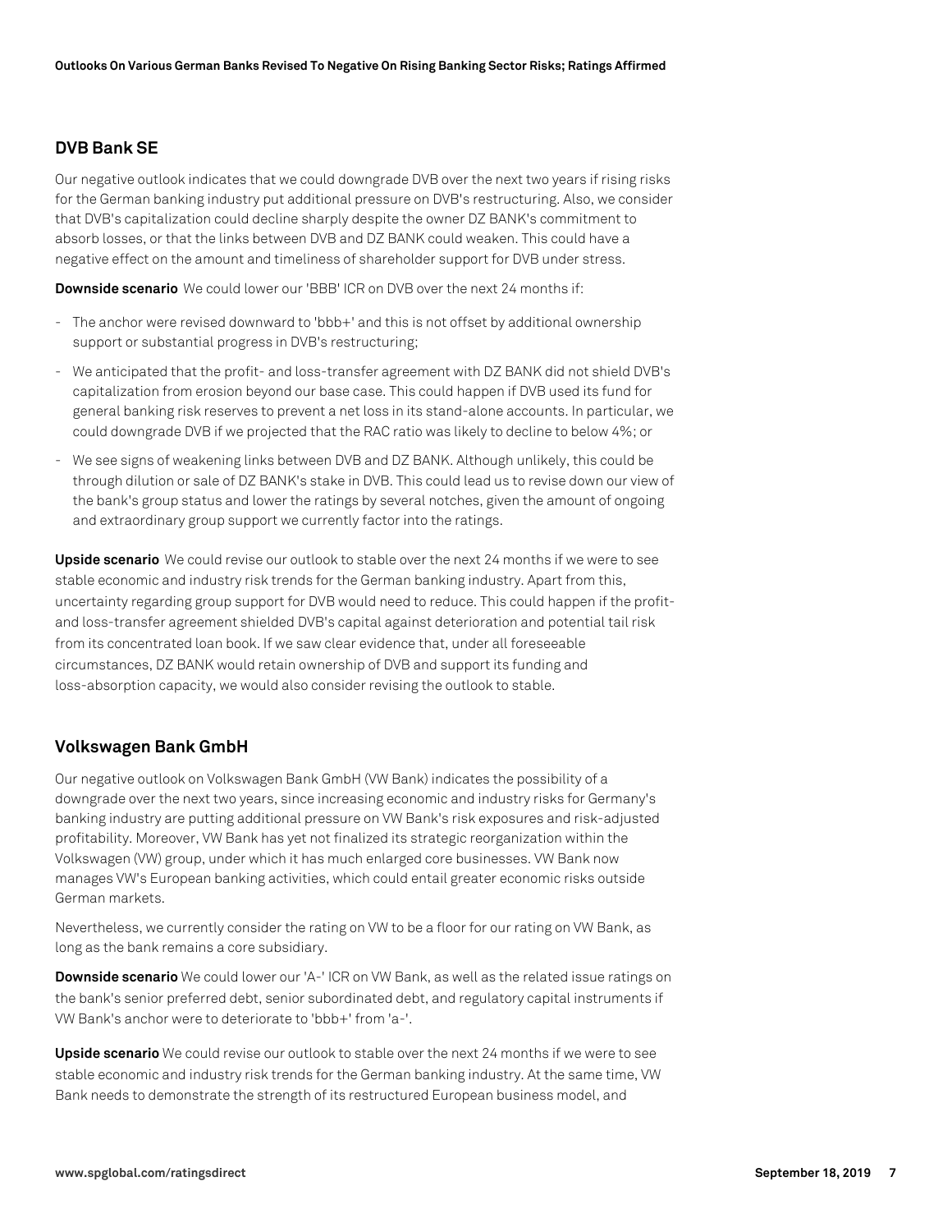## DVB Bank SE

Our negative outlook indicates that we could downgrade DVB over the next two years if rising risks for the German banking industry put additional pressure on DVB's restructuring. Also, we consider that DVB's capitalization could decline sharply despite the owner DZ BANK's commitment to absorb losses, or that the links between DVB and DZ BANK could weaken. This could have a negative effect on the amount and timeliness of shareholder support for DVB under stress.

**Downside scenario** We could lower our 'BBB' ICR on DVB over the next 24 months if:

- The anchor were revised downward to 'bbb+' and this is not offset by additional ownership support or substantial progress in DVB's restructuring;
- We anticipated that the profit- and loss-transfer agreement with DZ BANK did not shield DVB's capitalization from erosion beyond our base case. This could happen if DVB used its fund for general banking risk reserves to prevent a net loss in its stand-alone accounts. In particular, we could downgrade DVB if we projected that the RAC ratio was likely to decline to below 4%; or
- We see signs of weakening links between DVB and DZ BANK. Although unlikely, this could be through dilution or sale of DZ BANK's stake in DVB. This could lead us to revise down our view of the bank's group status and lower the ratings by several notches, given the amount of ongoing and extraordinary group support we currently factor into the ratings.

**Upside scenario** We could revise our outlook to stable over the next 24 months if we were to see stable economic and industry risk trends for the German banking industry. Apart from this, uncertainty regarding group support for DVB would need to reduce. This could happen if the profit- and loss-transfer agreement shielded DVB's capital against deterioration and potential tail risk from its concentrated loan book. If we saw clear evidence that, under all foreseeable circumstances, DZ BANK would retain ownership of DVB and support its funding and loss-absorption capacity, we would also consider revising the outlook to stable.

## Volkswagen Bank GmbH

Our negative outlook on Volkswagen Bank GmbH (VW Bank) indicates the possibility of a downgrade over the next two years, since increasing economic and industry risks for Germany's banking industry are putting additional pressure on VW Bank's risk exposures and risk-adjusted profitability. Moreover, VW Bank has yet not finalized its strategic reorganization within the Volkswagen (VW) group, under which it has much enlarged core businesses. VW Bank now manages VW's European banking activities, which could entail greater economic risks outside German markets.

Nevertheless, we currently consider the rating on VW to be a floor for our rating on VW Bank, as long as the bank remains a core subsidiary.

**Downside scenario** We could lower our 'A-' ICR on VW Bank, as well as the related issue ratings on the bank's senior preferred debt, senior subordinated debt, and regulatory capital instruments if VW Bank's anchor were to deteriorate to 'bbb+' from 'a-'.

**Upside scenario** We could revise our outlook to stable over the next 24 months if we were to see stable economic and industry risk trends for the German banking industry. At the same time, VW Bank needs to demonstrate the strength of its restructured European business model, and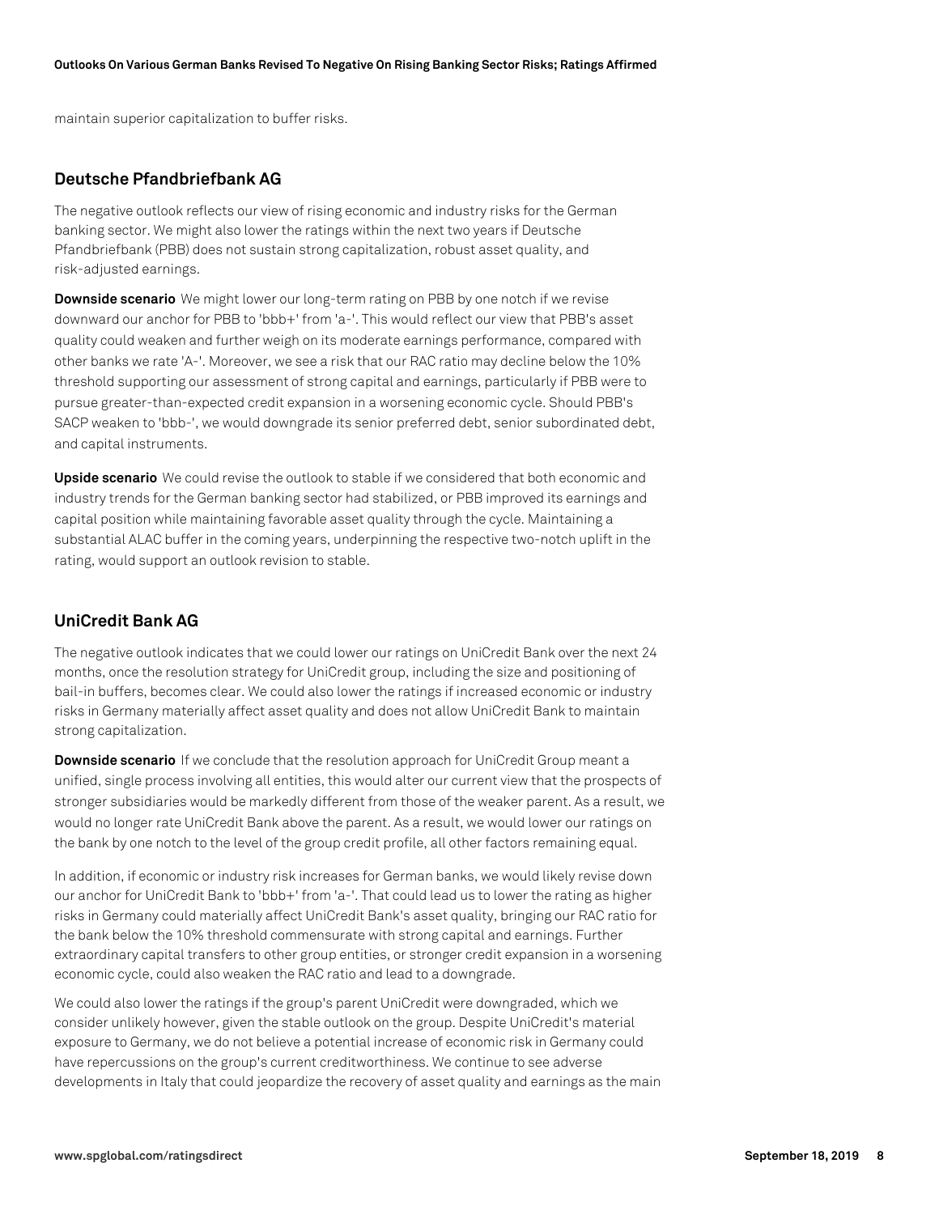maintain superior capitalization to buffer risks.

## Deutsche Pfandbriefbank AG

The negative outlook reflects our view of rising economic and industry risks for the German banking sector. We might also lower the ratings within the next two years if Deutsche Pfandbriefbank (PBB) does not sustain strong capitalization, robust asset quality, and risk-adjusted earnings.

**Downside scenario** We might lower our long-term rating on PBB by one notch if we revise downward our anchor for PBB to 'bbb+' from 'a-'. This would reflect our view that PBB's asset quality could weaken and further weigh on its moderate earnings performance, compared with other banks we rate 'A-'. Moreover, we see a risk that our RAC ratio may decline below the 10% threshold supporting our assessment of strong capital and earnings, particularly if PBB were to pursue greater-than-expected credit expansion in a worsening economic cycle. Should PBB's SACP weaken to 'bbb-', we would downgrade its senior preferred debt, senior subordinated debt, and capital instruments.

**Upside scenario** We could revise the outlook to stable if we considered that both economic and industry trends for the German banking sector had stabilized, or PBB improved its earnings and capital position while maintaining favorable asset quality through the cycle. Maintaining a substantial ALAC buffer in the coming years, underpinning the respective two-notch uplift in the rating, would support an outlook revision to stable.

## UniCredit Bank AG

The negative outlook indicates that we could lower our ratings on UniCredit Bank over the next 24 months, once the resolution strategy for UniCredit group, including the size and positioning of bail-in buffers, becomes clear. We could also lower the ratings if increased economic or industry risks in Germany materially affect asset quality and does not allow UniCredit Bank to maintain strong capitalization.

**Downside scenario** If we conclude that the resolution approach for UniCredit Group meant a unified, single process involving all entities, this would alter our current view that the prospects of stronger subsidiaries would be markedly different from those of the weaker parent. As a result, we would no longer rate UniCredit Bank above the parent. As a result, we would lower our ratings on the bank by one notch to the level of the group credit profile, all other factors remaining equal.

In addition, if economic or industry risk increases for German banks, we would likely revise down our anchor for UniCredit Bank to 'bbb+' from 'a-'. That could lead us to lower the rating as higher risks in Germany could materially affect UniCredit Bank's asset quality, bringing our RAC ratio for the bank below the 10% threshold commensurate with strong capital and earnings. Further extraordinary capital transfers to other group entities, or stronger credit expansion in a worsening economic cycle, could also weaken the RAC ratio and lead to a downgrade.

We could also lower the ratings if the group's parent UniCredit were downgraded, which we consider unlikely however, given the stable outlook on the group. Despite UniCredit's material exposure to Germany, we do not believe a potential increase of economic risk in Germany could have repercussions on the group's current creditworthiness. We continue to see adverse developments in Italy that could jeopardize the recovery of asset quality and earnings as the main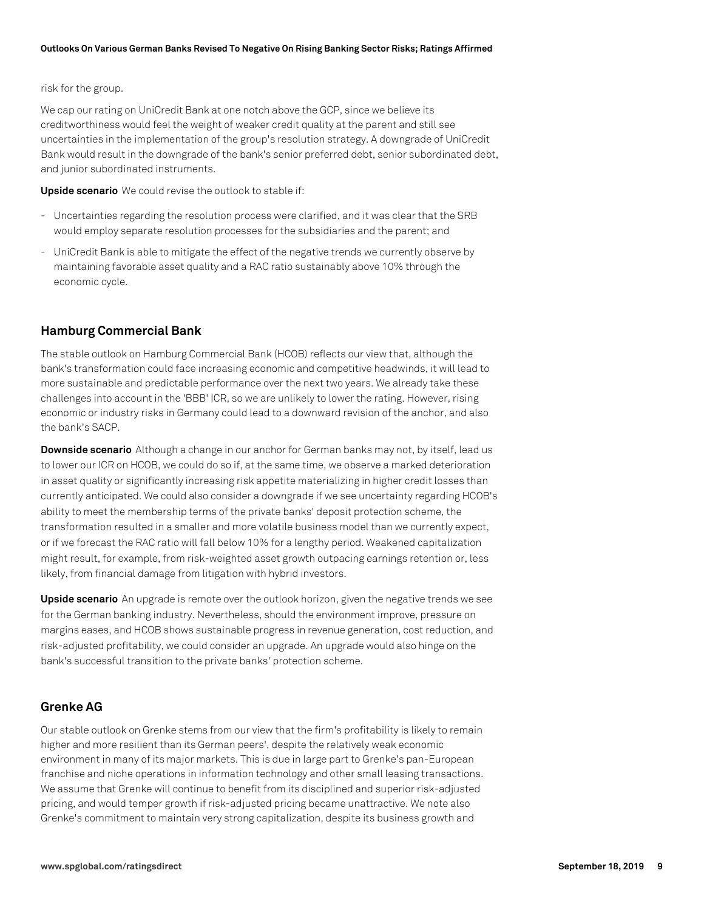risk for the group.

We cap our rating on UniCredit Bank at one notch above the GCP, since we believe its creditworthiness would feel the weight of weaker credit quality at the parent and still see uncertainties in the implementation of the group's resolution strategy. A downgrade of UniCredit Bank would result in the downgrade of the bank's senior preferred debt, senior subordinated debt, and junior subordinated instruments.

**Upside scenario** We could revise the outlook to stable if:

- Uncertainties regarding the resolution process were clarified, and it was clear that the SRB would employ separate resolution processes for the subsidiaries and the parent; and
- UniCredit Bank is able to mitigate the effect of the negative trends we currently observe by maintaining favorable asset quality and a RAC ratio sustainably above 10% through the economic cycle.

## Hamburg Commercial Bank

The stable outlook on Hamburg Commercial Bank (HCOB) reflects our view that, although the bank's transformation could face increasing economic and competitive headwinds, it will lead to more sustainable and predictable performance over the next two years. We already take these challenges into account in the 'BBB' ICR, so we are unlikely to lower the rating. However, rising economic or industry risks in Germany could lead to a downward revision of the anchor, and also the bank's SACP.

**Downside scenario** Although a change in our anchor for German banks may not, by itself, lead us to lower our ICR on HCOB, we could do so if, at the same time, we observe a marked deterioration in asset quality or significantly increasing risk appetite materializing in higher credit losses than currently anticipated. We could also consider a downgrade if we see uncertainty regarding HCOB's ability to meet the membership terms of the private banks' deposit protection scheme, the transformation resulted in a smaller and more volatile business model than we currently expect, or if we forecast the RAC ratio will fall below 10% for a lengthy period. Weakened capitalization might result, for example, from risk-weighted asset growth outpacing earnings retention or, less likely, from financial damage from litigation with hybrid investors.

**Upside scenario** An upgrade is remote over the outlook horizon, given the negative trends we see for the German banking industry. Nevertheless, should the environment improve, pressure on margins eases, and HCOB shows sustainable progress in revenue generation, cost reduction, and risk-adjusted profitability, we could consider an upgrade. An upgrade would also hinge on the bank's successful transition to the private banks' protection scheme.

## Grenke AG

Our stable outlook on Grenke stems from our view that the firm's profitability is likely to remain higher and more resilient than its German peers', despite the relatively weak economic environment in many of its major markets. This is due in large part to Grenke's pan-European franchise and niche operations in information technology and other small leasing transactions. We assume that Grenke will continue to benefit from its disciplined and superior risk-adjusted pricing, and would temper growth if risk-adjusted pricing became unattractive. We note also Grenke's commitment to maintain very strong capitalization, despite its business growth and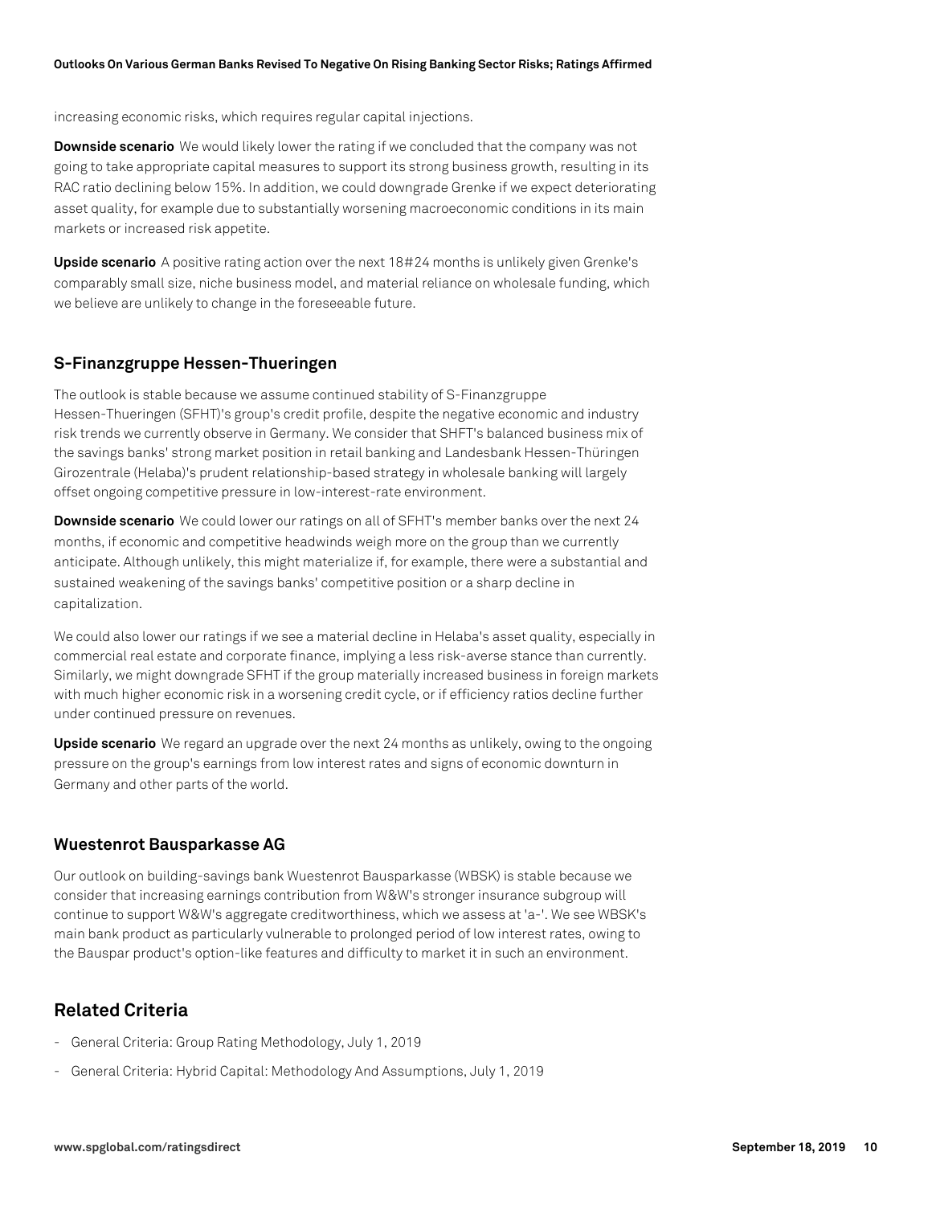increasing economic risks, which requires regular capital injections.

**Downside scenario** We would likely lower the rating if we concluded that the company was not going to take appropriate capital measures to support its strong business growth, resulting in its RAC ratio declining below 15%. In addition, we could downgrade Grenke if we expect deteriorating asset quality, for example due to substantially worsening macroeconomic conditions in its main markets or increased risk appetite.

**Upside scenario** A positive rating action over the next 18#24 months is unlikely given Grenke's comparably small size, niche business model, and material reliance on wholesale funding, which we believe are unlikely to change in the foreseeable future.

### S-Finanzgruppe Hessen-Thueringen

The outlook is stable because we assume continued stability of S-Finanzgruppe Hessen-Thueringen (SFHT)'s group's credit profile, despite the negative economic and industry risk trends we currently observe in Germany. We consider that SHFT's balanced business mix of the savings banks' strong market position in retail banking and Landesbank Hessen-Thüringen Girozentrale (Helaba)'s prudent relationship-based strategy in wholesale banking will largely offset ongoing competitive pressure in low-interest-rate environment.

**Downside scenario** We could lower our ratings on all of SFHT's member banks over the next 24 months, if economic and competitive headwinds weigh more on the group than we currently anticipate. Although unlikely, this might materialize if, for example, there were a substantial and sustained weakening of the savings banks' competitive position or a sharp decline in capitalization.

We could also lower our ratings if we see a material decline in Helaba's asset quality, especially in commercial real estate and corporate finance, implying a less risk-averse stance than currently. Similarly, we might downgrade SFHT if the group materially increased business in foreign markets with much higher economic risk in a worsening credit cycle, or if efficiency ratios decline further under continued pressure on revenues.

**Upside scenario** We regard an upgrade over the next 24 months as unlikely, owing to the ongoing pressure on the group's earnings from low interest rates and signs of economic downturn in Germany and other parts of the world.

### Wuestenrot Bausparkasse AG

Our outlook on building-savings bank Wuestenrot Bausparkasse (WBSK) is stable because we consider that increasing earnings contribution from W&W's stronger insurance subgroup will continue to support W&W's aggregate creditworthiness, which we assess at 'a-'. We see WBSK's main bank product as particularly vulnerable to prolonged period of low interest rates, owing to the Bauspar product's option-like features and difficulty to market it in such an environment.

## Related Criteria

- General Criteria: Group Rating Methodology, July 1, 2019
- General Criteria: Hybrid Capital: Methodology And Assumptions, July 1, 2019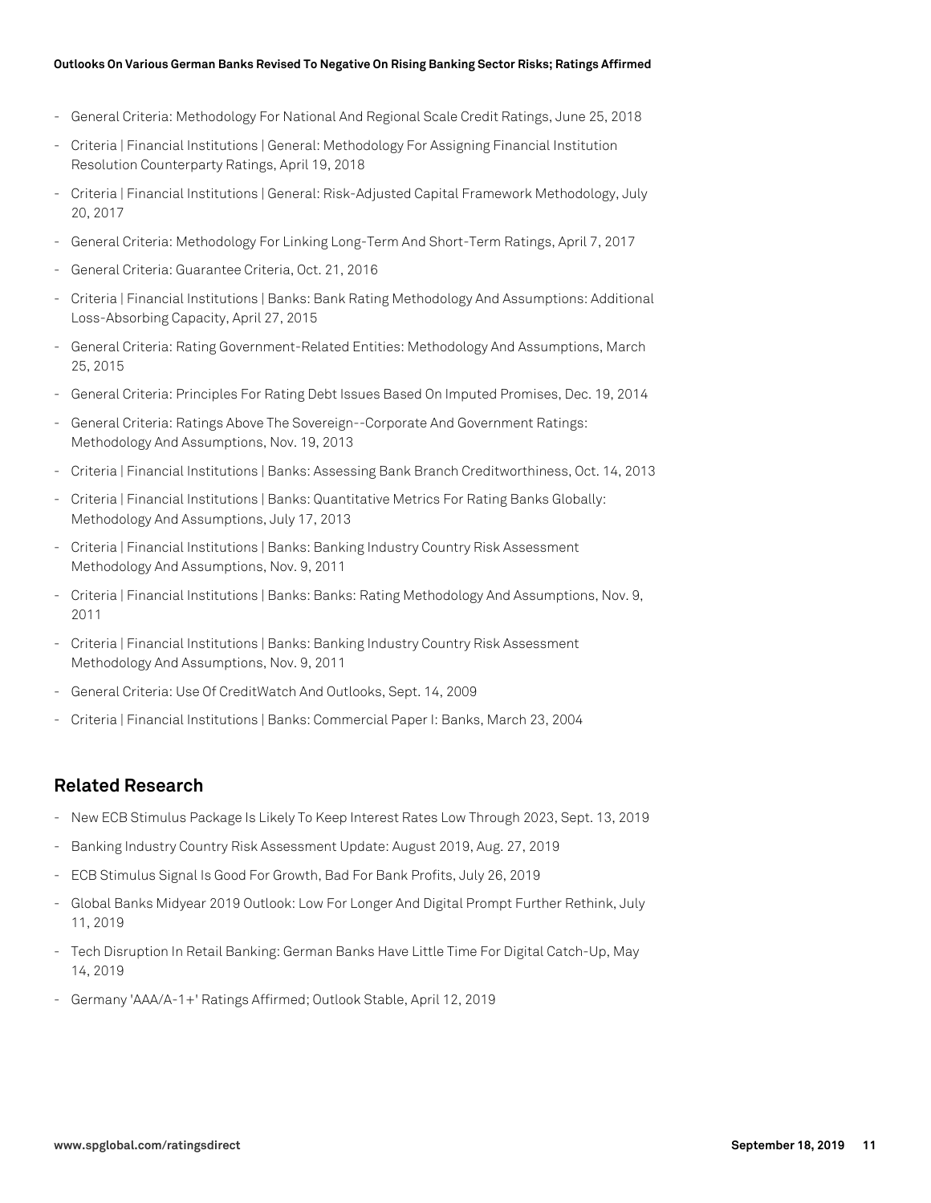- General Criteria: Methodology For National And Regional Scale Credit Ratings, June 25, 2018
- Criteria | Financial Institutions | General: Methodology For Assigning Financial Institution Resolution Counterparty Ratings, April 19, 2018
- Criteria | Financial Institutions | General: Risk-Adjusted Capital Framework Methodology, July 20, 2017
- General Criteria: Methodology For Linking Long-Term And Short-Term Ratings, April 7, 2017
- General Criteria: Guarantee Criteria, Oct. 21, 2016
- Criteria | Financial Institutions | Banks: Bank Rating Methodology And Assumptions: Additional Loss-Absorbing Capacity, April 27, 2015
- General Criteria: Rating Government-Related Entities: Methodology And Assumptions, March 25, 2015
- General Criteria: Principles For Rating Debt Issues Based On Imputed Promises, Dec. 19, 2014
- General Criteria: Ratings Above The Sovereign--Corporate And Government Ratings: Methodology And Assumptions, Nov. 19, 2013
- Criteria | Financial Institutions | Banks: Assessing Bank Branch Creditworthiness, Oct. 14, 2013
- Criteria | Financial Institutions | Banks: Quantitative Metrics For Rating Banks Globally: Methodology And Assumptions, July 17, 2013
- Criteria | Financial Institutions | Banks: Banking Industry Country Risk Assessment Methodology And Assumptions, Nov. 9, 2011
- Criteria | Financial Institutions | Banks: Banks: Rating Methodology And Assumptions, Nov. 9, 2011
- Criteria | Financial Institutions | Banks: Banking Industry Country Risk Assessment Methodology And Assumptions, Nov. 9, 2011
- General Criteria: Use Of CreditWatch And Outlooks, Sept. 14, 2009
- Criteria | Financial Institutions | Banks: Commercial Paper I: Banks, March 23, 2004

## Related Research

- New ECB Stimulus Package Is Likely To Keep Interest Rates Low Through 2023, Sept. 13, 2019
- Banking Industry Country Risk Assessment Update: August 2019, Aug. 27, 2019
- ECB Stimulus Signal Is Good For Growth, Bad For Bank Profits, July 26, 2019
- Global Banks Midyear 2019 Outlook: Low For Longer And Digital Prompt Further Rethink, July 11, 2019
- Tech Disruption In Retail Banking: German Banks Have Little Time For Digital Catch-Up, May 14, 2019
- Germany 'AAA/A-1+' Ratings Affirmed; Outlook Stable, April 12, 2019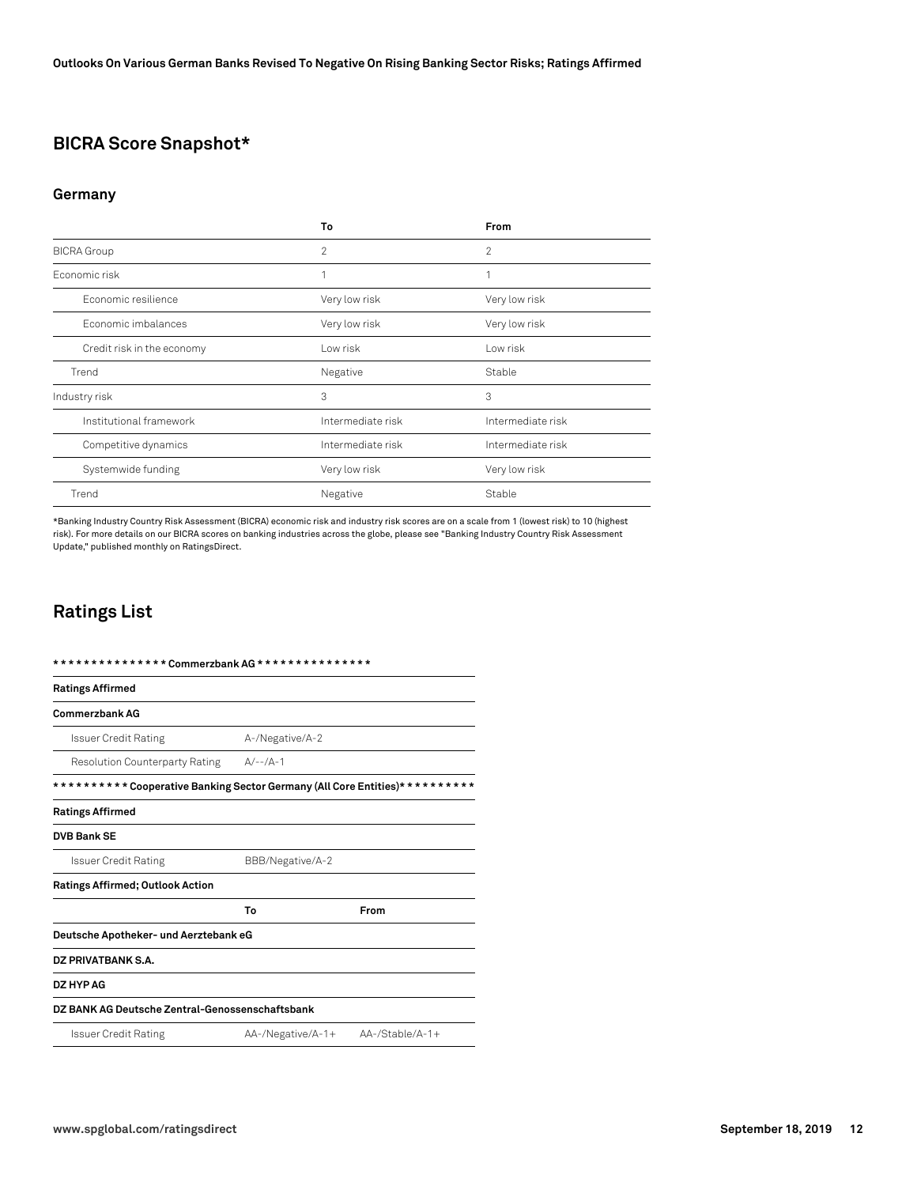## BICRA Score Snapshot*

### Germany

| | To | From |
|---|---|---|
| BICRA Group | 2 | 2 |
| Economic risk | 1 | 1 |
| Economic resilience | Very low risk | Very low risk |
| Economic imbalances | Very low risk | Very low risk |
| Credit risk in the economy | Low risk | Low risk |
| Trend | Negative | Stable |
| Industry risk | 3 | 3 |
| Institutional framework | Intermediate risk | Intermediate risk |
| Competitive dynamics | Intermediate risk | Intermediate risk |
| Systemwide funding | Very low risk | Very low risk |
| Trend | Negative | Stable |

*Banking Industry Country Risk Assessment (BICRA) economic risk and industry risk scores are on a scale from 1 (lowest risk) to 10 (highest risk). For more details on our BICRA scores on banking industries across the globe, please see "Banking Industry Country Risk Assessment Update," published monthly on RatingsDirect.

## Ratings List

| *************** Commerzbank AG *************** | | |
|---|---|---|
| **Ratings Affirmed** | | |
| **Commerzbank AG** | | |
| Issuer Credit Rating | A-/Negative/A-2 | |
| Resolution Counterparty Rating | A/--/A-1 | |
| ********** Cooperative Banking Sector Germany (All Core Entities)* ********** | | |
| **Ratings Affirmed** | | |
| **DVB Bank SE** | | |
| Issuer Credit Rating | BBB/Negative/A-2 | |
| **Ratings Affirmed; Outlook Action** | | |
| | **To** | **From** |
| **Deutsche Apotheker- und Aerztebank eG** | | |
| **DZ PRIVATBANK S.A.** | | |
| **DZ HYP AG** | | |
| **DZ BANK AG Deutsche Zentral-Genossenschaftsbank** | | |
| Issuer Credit Rating | AA-/Negative/A-1+ | AA-/Stable/A-1+ |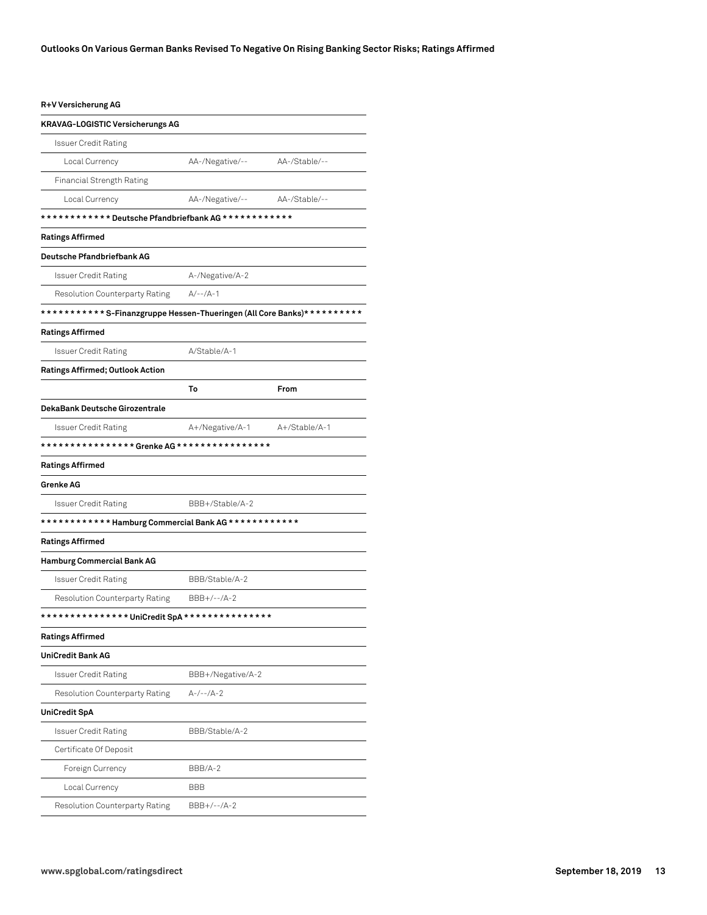| R+V Versicherung AG | | |
|---|---|---|
| **KRAVAG-LOGISTIC Versicherungs AG** | | |
| Issuer Credit Rating | | |
| Local Currency | AA-/Negative/-- | AA-/Stable/-- |
| Financial Strength Rating | | |
| Local Currency | AA-/Negative/-- | AA-/Stable/-- |
| **\* \* \* \* \* \* \* \* \* \* \* \* Deutsche Pfandbriefbank AG \* \* \* \* \* \* \* \* \* \* \* \*** | | |
| **Ratings Affirmed** | | |
| **Deutsche Pfandbriefbank AG** | | |
| Issuer Credit Rating | A-/Negative/A-2 | |
| Resolution Counterparty Rating | A/--/A-1 | |
| **\* \* \* \* \* \* \* \* \* \* \* S-Finanzgruppe Hessen-Thueringen (All Core Banks)\* \* \* \* \* \* \* \* \* \*** | | |
| **Ratings Affirmed** | | |
| Issuer Credit Rating | A/Stable/A-1 | |
| **Ratings Affirmed; Outlook Action** | | |
| | **To** | **From** |
| **DekaBank Deutsche Girozentrale** | | |
| Issuer Credit Rating | A+/Negative/A-1 | A+/Stable/A-1 |
| **\* \* \* \* \* \* \* \* \* \* \* \* \* \* \* \* Grenke AG \* \* \* \* \* \* \* \* \* \* \* \* \* \* \* \*** | | |
| **Ratings Affirmed** | | |
| **Grenke AG** | | |
| Issuer Credit Rating | BBB+/Stable/A-2 | |
| **\* \* \* \* \* \* \* \* \* \* \* \* Hamburg Commercial Bank AG \* \* \* \* \* \* \* \* \* \* \* \*** | | |
| **Ratings Affirmed** | | |
| **Hamburg Commercial Bank AG** | | |
| Issuer Credit Rating | BBB/Stable/A-2 | |
| Resolution Counterparty Rating | BBB+/--/A-2 | |
| **\* \* \* \* \* \* \* \* \* \* \* \* \* \* \* UniCredit SpA \* \* \* \* \* \* \* \* \* \* \* \* \* \* \*** | | |
| **Ratings Affirmed** | | |
| **UniCredit Bank AG** | | |
| Issuer Credit Rating | BBB+/Negative/A-2 | |
| Resolution Counterparty Rating | A-/--/A-2 | |
| **UniCredit SpA** | | |
| Issuer Credit Rating | BBB/Stable/A-2 | |
| Certificate Of Deposit | | |
| Foreign Currency | BBB/A-2 | |
| Local Currency | BBB | |
| Resolution Counterparty Rating | BBB+/--/A-2 | |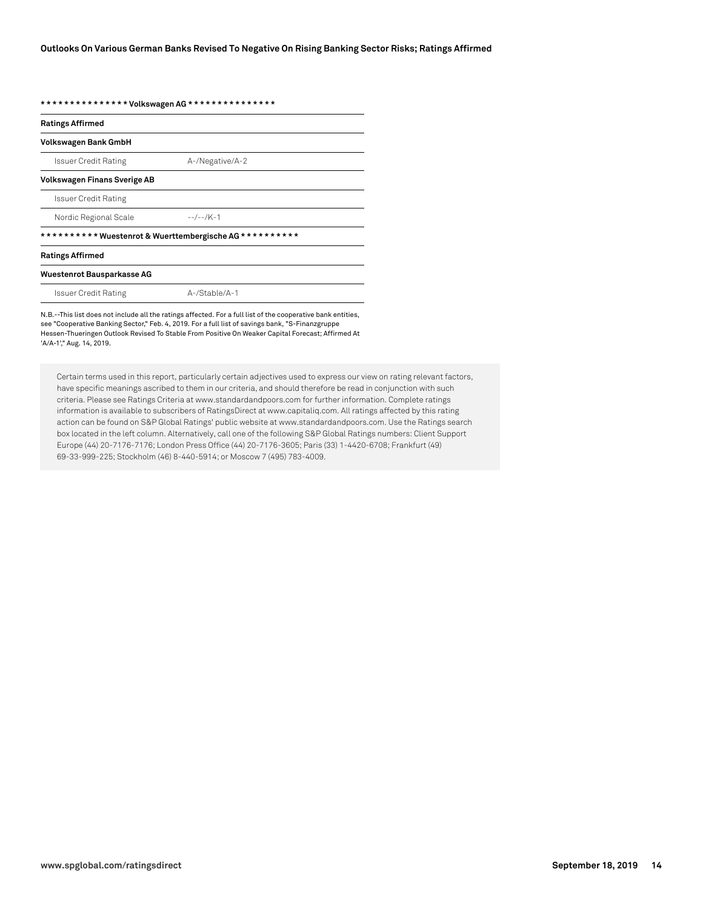| *************** Volkswagen AG *************** | |
|---|---|
| **Ratings Affirmed** | |
| **Volkswagen Bank GmbH** | |
| Issuer Credit Rating | A-/Negative/A-2 |
| **Volkswagen Finans Sverige AB** | |
| Issuer Credit Rating | |
| Nordic Regional Scale | --/--/K-1 |
| ********** Wuestenrot & Wuerttembergische AG ********** | |
| **Ratings Affirmed** | |
| **Wuestenrot Bausparkasse AG** | |
| Issuer Credit Rating | A-/Stable/A-1 |

N.B.--This list does not include all the ratings affected. For a full list of the cooperative bank entities, see "Cooperative Banking Sector," Feb. 4, 2019. For a full list of savings bank, "S-Finanzgruppe Hessen-Thueringen Outlook Revised To Stable From Positive On Weaker Capital Forecast; Affirmed At 'A/A-1'," Aug. 14, 2019.

Certain terms used in this report, particularly certain adjectives used to express our view on rating relevant factors, have specific meanings ascribed to them in our criteria, and should therefore be read in conjunction with such criteria. Please see Ratings Criteria at www.standardandpoors.com for further information. Complete ratings information is available to subscribers of RatingsDirect at www.capitaliq.com. All ratings affected by this rating action can be found on S&P Global Ratings' public website at www.standardandpoors.com. Use the Ratings search box located in the left column. Alternatively, call one of the following S&P Global Ratings numbers: Client Support Europe (44) 20-7176-7176; London Press Office (44) 20-7176-3605; Paris (33) 1-4420-6708; Frankfurt (49) 69-33-999-225; Stockholm (46) 8-440-5914; or Moscow 7 (495) 783-4009.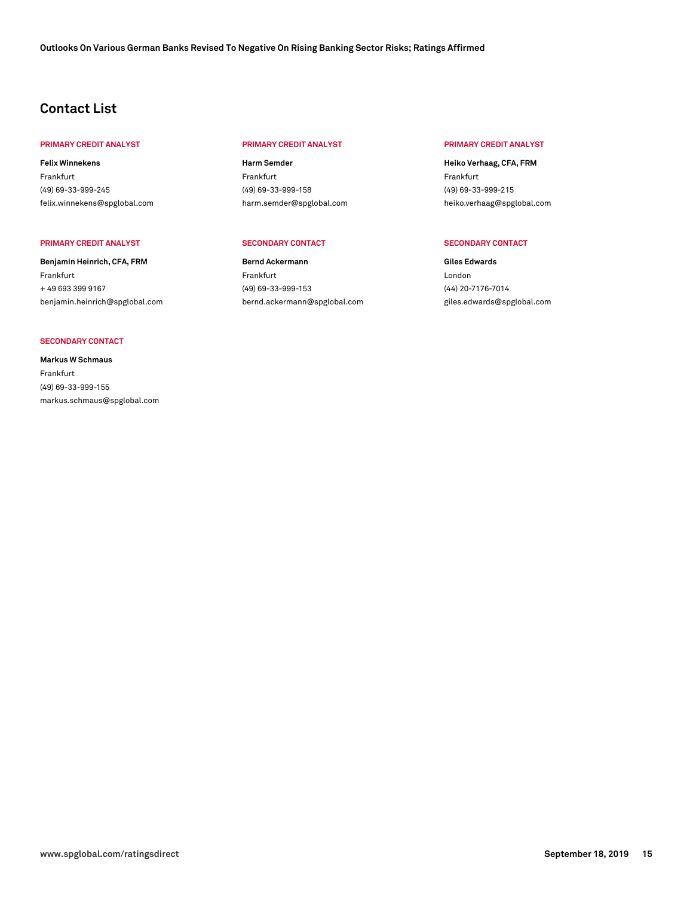## Contact List

**PRIMARY CREDIT ANALYST**

**Felix Winnekens**
Frankfurt
(49) 69-33-999-245
felix.winnekens@spglobal.com

**PRIMARY CREDIT ANALYST**

**Harm Semder**
Frankfurt
(49) 69-33-999-158
harm.semder@spglobal.com

**PRIMARY CREDIT ANALYST**

**Heiko Verhaag, CFA, FRM**
Frankfurt
(49) 69-33-999-215
heiko.verhaag@spglobal.com

**PRIMARY CREDIT ANALYST**

**Benjamin Heinrich, CFA, FRM**
Frankfurt
+ 49 693 399 9167
benjamin.heinrich@spglobal.com

**SECONDARY CONTACT**

**Bernd Ackermann**
Frankfurt
(49) 69-33-999-153
bernd.ackermann@spglobal.com

**SECONDARY CONTACT**

**Giles Edwards**
London
(44) 20-7176-7014
giles.edwards@spglobal.com

**SECONDARY CONTACT**

**Markus W Schmaus**
Frankfurt
(49) 69-33-999-155
markus.schmaus@spglobal.com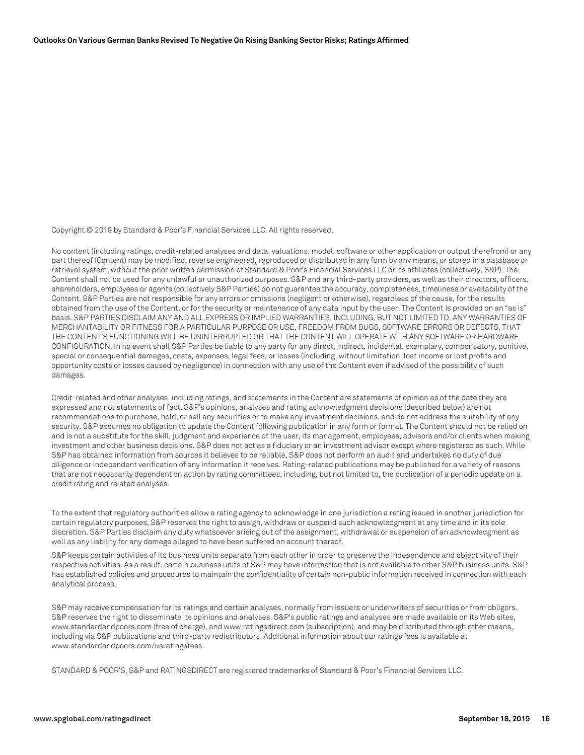Copyright © 2019 by Standard & Poor's Financial Services LLC. All rights reserved.

No content (including ratings, credit-related analyses and data, valuations, model, software or other application or output therefrom) or any part thereof (Content) may be modified, reverse engineered, reproduced or distributed in any form by any means, or stored in a database or retrieval system, without the prior written permission of Standard & Poor's Financial Services LLC or its affiliates (collectively, S&P). The Content shall not be used for any unlawful or unauthorized purposes. S&P and any third-party providers, as well as their directors, officers, shareholders, employees or agents (collectively S&P Parties) do not guarantee the accuracy, completeness, timeliness or availability of the Content. S&P Parties are not responsible for any errors or omissions (negligent or otherwise), regardless of the cause, for the results obtained from the use of the Content, or for the security or maintenance of any data input by the user. The Content is provided on an "as is" basis. S&P PARTIES DISCLAIM ANY AND ALL EXPRESS OR IMPLIED WARRANTIES, INCLUDING, BUT NOT LIMITED TO, ANY WARRANTIES OF MERCHANTABILITY OR FITNESS FOR A PARTICULAR PURPOSE OR USE, FREEDOM FROM BUGS, SOFTWARE ERRORS OR DEFECTS, THAT THE CONTENT'S FUNCTIONING WILL BE UNINTERRUPTED OR THAT THE CONTENT WILL OPERATE WITH ANY SOFTWARE OR HARDWARE CONFIGURATION. In no event shall S&P Parties be liable to any party for any direct, indirect, incidental, exemplary, compensatory, punitive, special or consequential damages, costs, expenses, legal fees, or losses (including, without limitation, lost income or lost profits and opportunity costs or losses caused by negligence) in connection with any use of the Content even if advised of the possibility of such damages.

Credit-related and other analyses, including ratings, and statements in the Content are statements of opinion as of the date they are expressed and not statements of fact. S&P's opinions, analyses and rating acknowledgment decisions (described below) are not recommendations to purchase, hold, or sell any securities or to make any investment decisions, and do not address the suitability of any security. S&P assumes no obligation to update the Content following publication in any form or format. The Content should not be relied on and is not a substitute for the skill, judgment and experience of the user, its management, employees, advisors and/or clients when making investment and other business decisions. S&P does not act as a fiduciary or an investment advisor except where registered as such. While S&P has obtained information from sources it believes to be reliable, S&P does not perform an audit and undertakes no duty of due diligence or independent verification of any information it receives. Rating-related publications may be published for a variety of reasons that are not necessarily dependent on action by rating committees, including, but not limited to, the publication of a periodic update on a credit rating and related analyses.

To the extent that regulatory authorities allow a rating agency to acknowledge in one jurisdiction a rating issued in another jurisdiction for certain regulatory purposes, S&P reserves the right to assign, withdraw or suspend such acknowledgment at any time and in its sole discretion. S&P Parties disclaim any duty whatsoever arising out of the assignment, withdrawal or suspension of an acknowledgment as well as any liability for any damage alleged to have been suffered on account thereof.

S&P keeps certain activities of its business units separate from each other in order to preserve the independence and objectivity of their respective activities. As a result, certain business units of S&P may have information that is not available to other S&P business units. S&P has established policies and procedures to maintain the confidentiality of certain non-public information received in connection with each analytical process.

S&P may receive compensation for its ratings and certain analyses, normally from issuers or underwriters of securities or from obligors. S&P reserves the right to disseminate its opinions and analyses. S&P's public ratings and analyses are made available on its Web sites, www.standardandpoors.com (free of charge), and www.ratingsdirect.com (subscription), and may be distributed through other means, including via S&P publications and third-party redistributors. Additional information about our ratings fees is available at www.standardandpoors.com/usratingsfees.

STANDARD & POOR'S, S&P and RATINGSDIRECT are registered trademarks of Standard & Poor's Financial Services LLC.